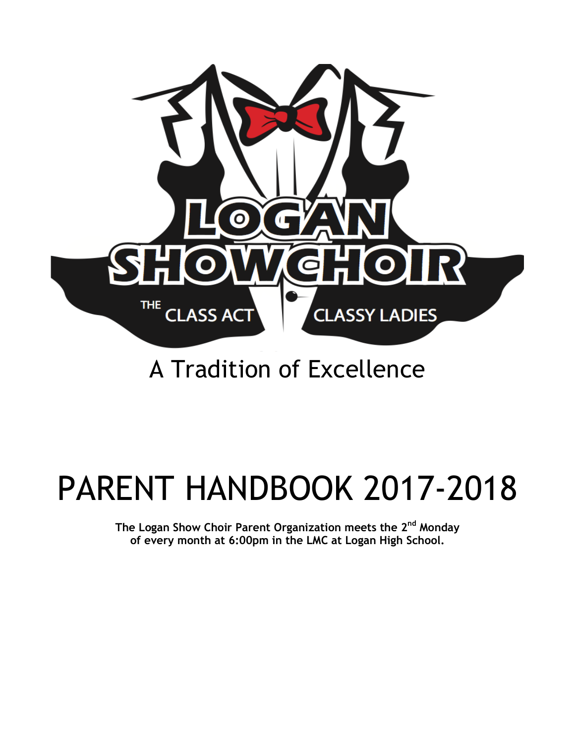# LOGAN SHOWCHOIR

THE CLASS ACT | CLASSY LADIES

A Tradition of Excellence

# PARENT HANDBOOK 2017-2018

**The Logan Show Choir Parent Organization meets the 2nd Monday of every month at 6:00pm in the LMC at Logan High School.**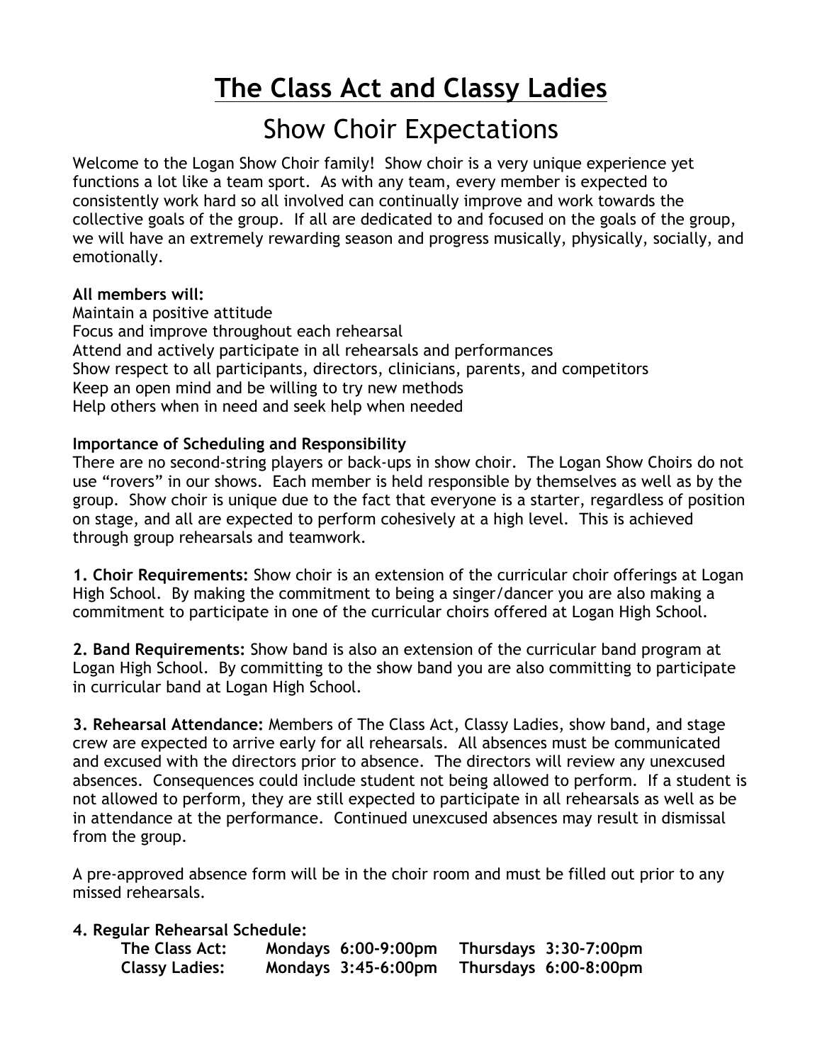# The Class Act and Classy Ladies

## Show Choir Expectations

Welcome to the Logan Show Choir family! Show choir is a very unique experience yet functions a lot like a team sport. As with any team, every member is expected to consistently work hard so all involved can continually improve and work towards the collective goals of the group. If all are dedicated to and focused on the goals of the group, we will have an extremely rewarding season and progress musically, physically, socially, and emotionally.

**All members will:**
Maintain a positive attitude
Focus and improve throughout each rehearsal
Attend and actively participate in all rehearsals and performances
Show respect to all participants, directors, clinicians, parents, and competitors
Keep an open mind and be willing to try new methods
Help others when in need and seek help when needed

**Importance of Scheduling and Responsibility**
There are no second-string players or back-ups in show choir. The Logan Show Choirs do not use "rovers" in our shows. Each member is held responsible by themselves as well as by the group. Show choir is unique due to the fact that everyone is a starter, regardless of position on stage, and all are expected to perform cohesively at a high level. This is achieved through group rehearsals and teamwork.

**1. Choir Requirements:** Show choir is an extension of the curricular choir offerings at Logan High School. By making the commitment to being a singer/dancer you are also making a commitment to participate in one of the curricular choirs offered at Logan High School.

**2. Band Requirements:** Show band is also an extension of the curricular band program at Logan High School. By committing to the show band you are also committing to participate in curricular band at Logan High School.

**3. Rehearsal Attendance:** Members of The Class Act, Classy Ladies, show band, and stage crew are expected to arrive early for all rehearsals. All absences must be communicated and excused with the directors prior to absence. The directors will review any unexcused absences. Consequences could include student not being allowed to perform. If a student is not allowed to perform, they are still expected to participate in all rehearsals as well as be in attendance at the performance. Continued unexcused absences may result in dismissal from the group.

A pre-approved absence form will be in the choir room and must be filled out prior to any missed rehearsals.

**4. Regular Rehearsal Schedule:**

| | | |
|---|---|---|
| **The Class Act:** | **Mondays 6:00-9:00pm** | **Thursdays 3:30-7:00pm** |
| **Classy Ladies:** | **Mondays 3:45-6:00pm** | **Thursdays 6:00-8:00pm** |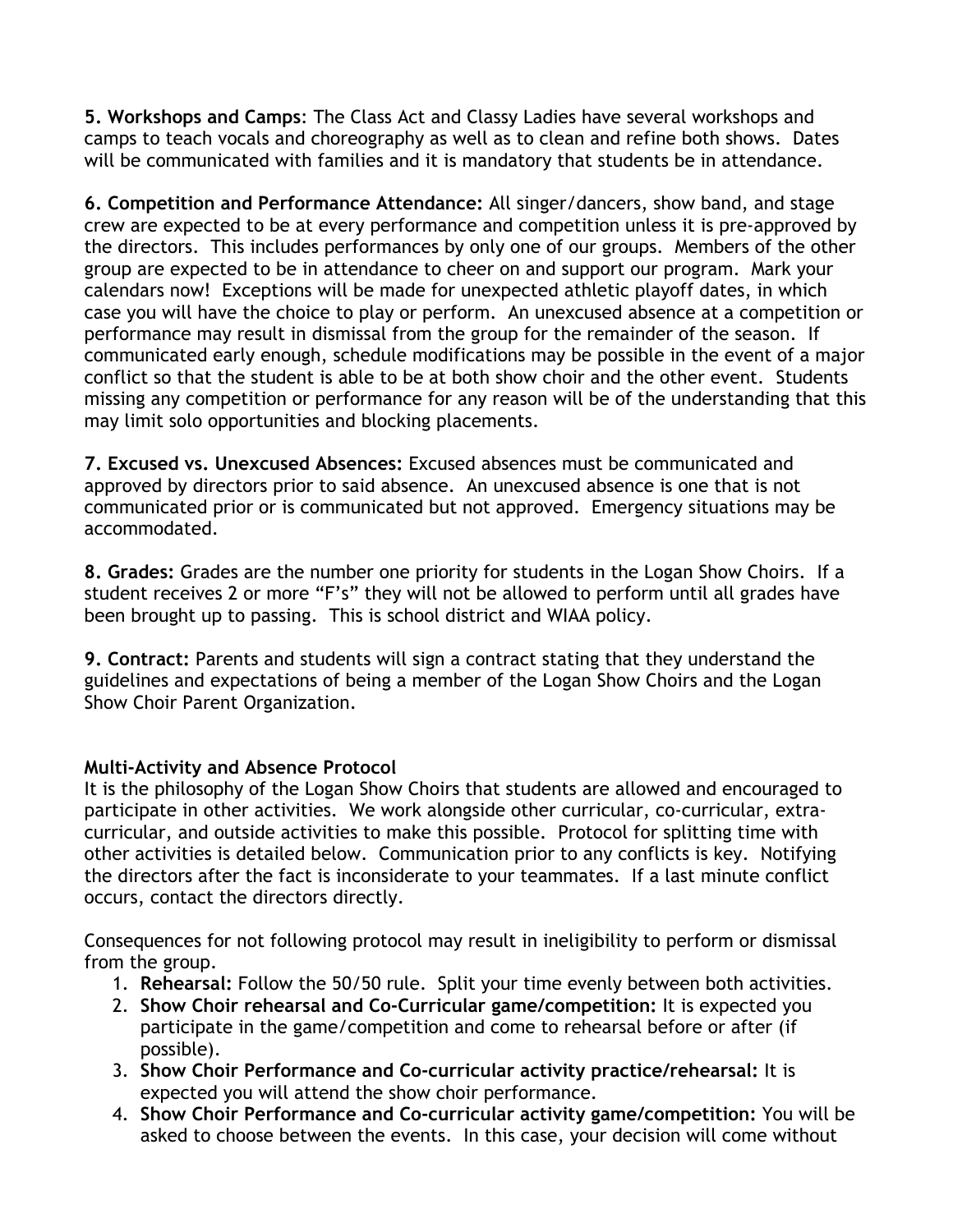**5. Workshops and Camps**: The Class Act and Classy Ladies have several workshops and camps to teach vocals and choreography as well as to clean and refine both shows. Dates will be communicated with families and it is mandatory that students be in attendance.

**6. Competition and Performance Attendance:** All singer/dancers, show band, and stage crew are expected to be at every performance and competition unless it is pre-approved by the directors. This includes performances by only one of our groups. Members of the other group are expected to be in attendance to cheer on and support our program. Mark your calendars now! Exceptions will be made for unexpected athletic playoff dates, in which case you will have the choice to play or perform. An unexcused absence at a competition or performance may result in dismissal from the group for the remainder of the season. If communicated early enough, schedule modifications may be possible in the event of a major conflict so that the student is able to be at both show choir and the other event. Students missing any competition or performance for any reason will be of the understanding that this may limit solo opportunities and blocking placements.

**7. Excused vs. Unexcused Absences:** Excused absences must be communicated and approved by directors prior to said absence. An unexcused absence is one that is not communicated prior or is communicated but not approved. Emergency situations may be accommodated.

**8. Grades:** Grades are the number one priority for students in the Logan Show Choirs. If a student receives 2 or more "F's" they will not be allowed to perform until all grades have been brought up to passing. This is school district and WIAA policy.

**9. Contract:** Parents and students will sign a contract stating that they understand the guidelines and expectations of being a member of the Logan Show Choirs and the Logan Show Choir Parent Organization.

### Multi-Activity and Absence Protocol

It is the philosophy of the Logan Show Choirs that students are allowed and encouraged to participate in other activities. We work alongside other curricular, co-curricular, extra-curricular, and outside activities to make this possible. Protocol for splitting time with other activities is detailed below. Communication prior to any conflicts is key. Notifying the directors after the fact is inconsiderate to your teammates. If a last minute conflict occurs, contact the directors directly.

Consequences for not following protocol may result in ineligibility to perform or dismissal from the group.

1. **Rehearsal:** Follow the 50/50 rule. Split your time evenly between both activities.
2. **Show Choir rehearsal and Co-Curricular game/competition:** It is expected you participate in the game/competition and come to rehearsal before or after (if possible).
3. **Show Choir Performance and Co-curricular activity practice/rehearsal:** It is expected you will attend the show choir performance.
4. **Show Choir Performance and Co-curricular activity game/competition:** You will be asked to choose between the events. In this case, your decision will come without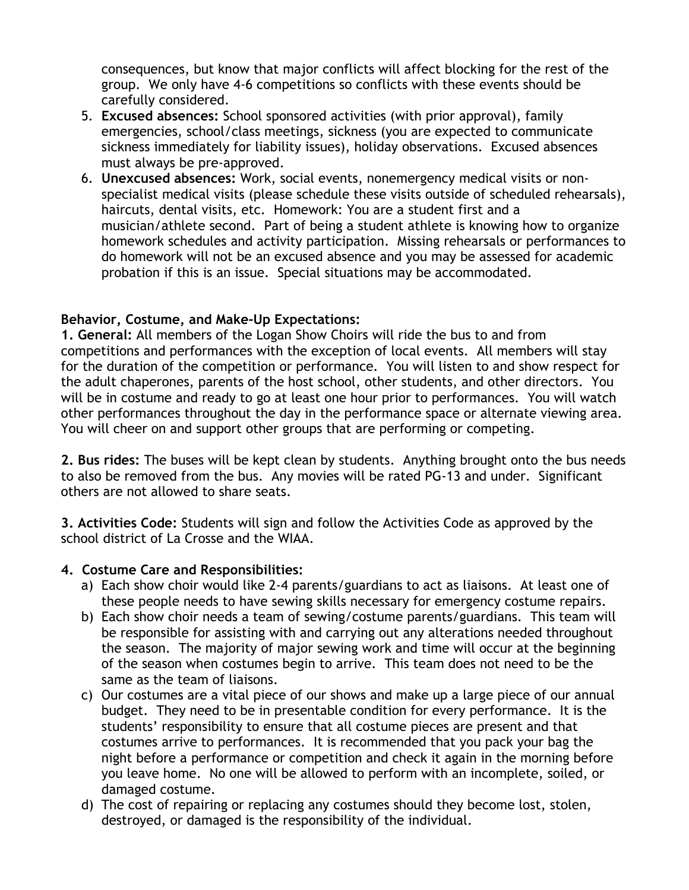consequences, but know that major conflicts will affect blocking for the rest of the group. We only have 4-6 competitions so conflicts with these events should be carefully considered.

5. **Excused absences:** School sponsored activities (with prior approval), family emergencies, school/class meetings, sickness (you are expected to communicate sickness immediately for liability issues), holiday observations. Excused absences must always be pre-approved.
6. **Unexcused absences:** Work, social events, nonemergency medical visits or non-specialist medical visits (please schedule these visits outside of scheduled rehearsals), haircuts, dental visits, etc. Homework: You are a student first and a musician/athlete second. Part of being a student athlete is knowing how to organize homework schedules and activity participation. Missing rehearsals or performances to do homework will not be an excused absence and you may be assessed for academic probation if this is an issue. Special situations may be accommodated.

**Behavior, Costume, and Make-Up Expectations:**

**1. General:** All members of the Logan Show Choirs will ride the bus to and from competitions and performances with the exception of local events. All members will stay for the duration of the competition or performance. You will listen to and show respect for the adult chaperones, parents of the host school, other students, and other directors. You will be in costume and ready to go at least one hour prior to performances. You will watch other performances throughout the day in the performance space or alternate viewing area. You will cheer on and support other groups that are performing or competing.

**2. Bus rides:** The buses will be kept clean by students. Anything brought onto the bus needs to also be removed from the bus. Any movies will be rated PG-13 and under. Significant others are not allowed to share seats.

**3. Activities Code:** Students will sign and follow the Activities Code as approved by the school district of La Crosse and the WIAA.

**4. Costume Care and Responsibilities:**

a) Each show choir would like 2-4 parents/guardians to act as liaisons. At least one of these people needs to have sewing skills necessary for emergency costume repairs.

b) Each show choir needs a team of sewing/costume parents/guardians. This team will be responsible for assisting with and carrying out any alterations needed throughout the season. The majority of major sewing work and time will occur at the beginning of the season when costumes begin to arrive. This team does not need to be the same as the team of liaisons.

c) Our costumes are a vital piece of our shows and make up a large piece of our annual budget. They need to be in presentable condition for every performance. It is the students' responsibility to ensure that all costume pieces are present and that costumes arrive to performances. It is recommended that you pack your bag the night before a performance or competition and check it again in the morning before you leave home. No one will be allowed to perform with an incomplete, soiled, or damaged costume.

d) The cost of repairing or replacing any costumes should they become lost, stolen, destroyed, or damaged is the responsibility of the individual.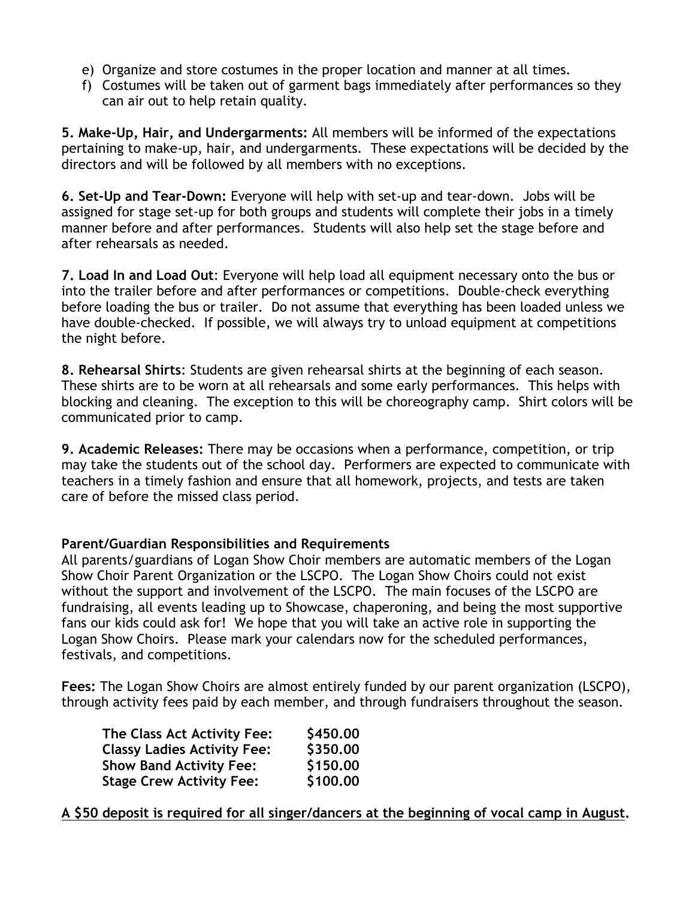e) Organize and store costumes in the proper location and manner at all times.
f) Costumes will be taken out of garment bags immediately after performances so they can air out to help retain quality.

**5. Make-Up, Hair, and Undergarments:** All members will be informed of the expectations pertaining to make-up, hair, and undergarments. These expectations will be decided by the directors and will be followed by all members with no exceptions.

**6. Set-Up and Tear-Down:** Everyone will help with set-up and tear-down. Jobs will be assigned for stage set-up for both groups and students will complete their jobs in a timely manner before and after performances. Students will also help set the stage before and after rehearsals as needed.

**7. Load In and Load Out**: Everyone will help load all equipment necessary onto the bus or into the trailer before and after performances or competitions. Double-check everything before loading the bus or trailer. Do not assume that everything has been loaded unless we have double-checked. If possible, we will always try to unload equipment at competitions the night before.

**8. Rehearsal Shirts**: Students are given rehearsal shirts at the beginning of each season. These shirts are to be worn at all rehearsals and some early performances. This helps with blocking and cleaning. The exception to this will be choreography camp. Shirt colors will be communicated prior to camp.

**9. Academic Releases:** There may be occasions when a performance, competition, or trip may take the students out of the school day. Performers are expected to communicate with teachers in a timely fashion and ensure that all homework, projects, and tests are taken care of before the missed class period.

**Parent/Guardian Responsibilities and Requirements**

All parents/guardians of Logan Show Choir members are automatic members of the Logan Show Choir Parent Organization or the LSCPO. The Logan Show Choirs could not exist without the support and involvement of the LSCPO. The main focuses of the LSCPO are fundraising, all events leading up to Showcase, chaperoning, and being the most supportive fans our kids could ask for! We hope that you will take an active role in supporting the Logan Show Choirs. Please mark your calendars now for the scheduled performances, festivals, and competitions.

**Fees:** The Logan Show Choirs are almost entirely funded by our parent organization (LSCPO), through activity fees paid by each member, and through fundraisers throughout the season.

| | |
|---|---|
| **The Class Act Activity Fee:** | **$450.00** |
| **Classy Ladies Activity Fee:** | **$350.00** |
| **Show Band Activity Fee:** | **$150.00** |
| **Stage Crew Activity Fee:** | **$100.00** |

**A $50 deposit is required for all singer/dancers at the beginning of vocal camp in August.**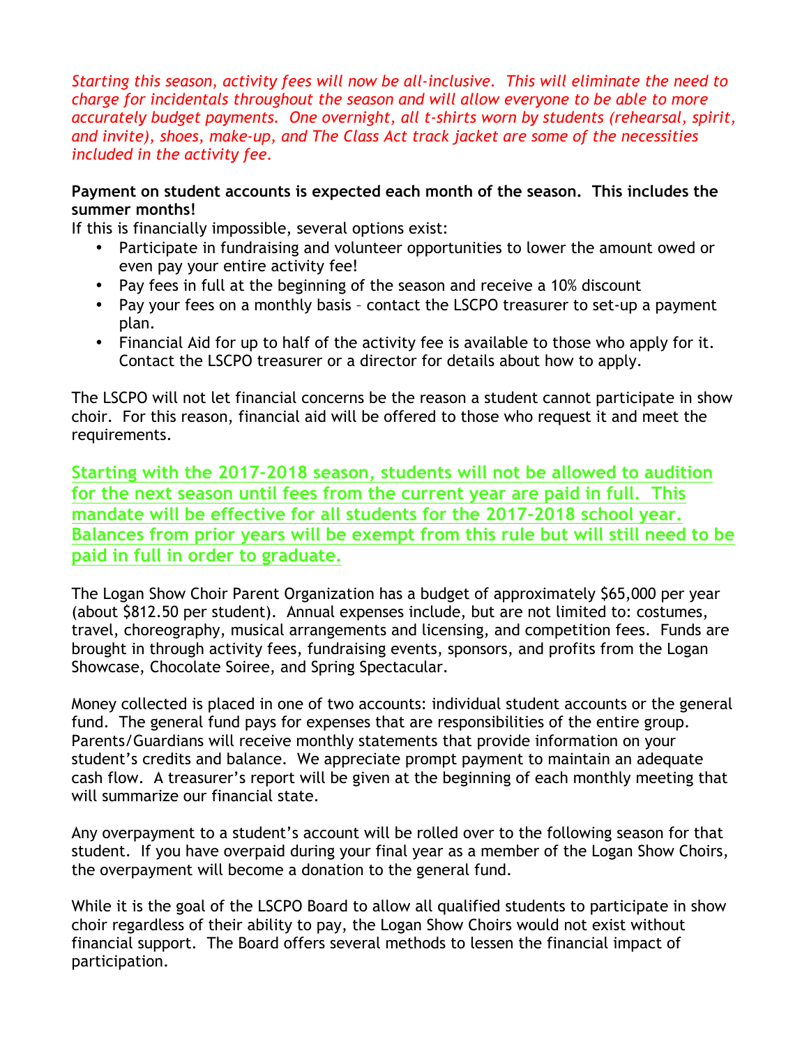*Starting this season, activity fees will now be all-inclusive. This will eliminate the need to charge for incidentals throughout the season and will allow everyone to be able to more accurately budget payments. One overnight, all t-shirts worn by students (rehearsal, spirit, and invite), shoes, make-up, and The Class Act track jacket are some of the necessities included in the activity fee.*

**Payment on student accounts is expected each month of the season. This includes the summer months!**

If this is financially impossible, several options exist:

- Participate in fundraising and volunteer opportunities to lower the amount owed or even pay your entire activity fee!
- Pay fees in full at the beginning of the season and receive a 10% discount
- Pay your fees on a monthly basis – contact the LSCPO treasurer to set-up a payment plan.
- Financial Aid for up to half of the activity fee is available to those who apply for it. Contact the LSCPO treasurer or a director for details about how to apply.

The LSCPO will not let financial concerns be the reason a student cannot participate in show choir. For this reason, financial aid will be offered to those who request it and meet the requirements.

**Starting with the 2017-2018 season, students will not be allowed to audition for the next season until fees from the current year are paid in full. This mandate will be effective for all students for the 2017-2018 school year. Balances from prior years will be exempt from this rule but will still need to be paid in full in order to graduate.**

The Logan Show Choir Parent Organization has a budget of approximately $65,000 per year (about $812.50 per student). Annual expenses include, but are not limited to: costumes, travel, choreography, musical arrangements and licensing, and competition fees. Funds are brought in through activity fees, fundraising events, sponsors, and profits from the Logan Showcase, Chocolate Soiree, and Spring Spectacular.

Money collected is placed in one of two accounts: individual student accounts or the general fund. The general fund pays for expenses that are responsibilities of the entire group. Parents/Guardians will receive monthly statements that provide information on your student's credits and balance. We appreciate prompt payment to maintain an adequate cash flow. A treasurer's report will be given at the beginning of each monthly meeting that will summarize our financial state.

Any overpayment to a student's account will be rolled over to the following season for that student. If you have overpaid during your final year as a member of the Logan Show Choirs, the overpayment will become a donation to the general fund.

While it is the goal of the LSCPO Board to allow all qualified students to participate in show choir regardless of their ability to pay, the Logan Show Choirs would not exist without financial support. The Board offers several methods to lessen the financial impact of participation.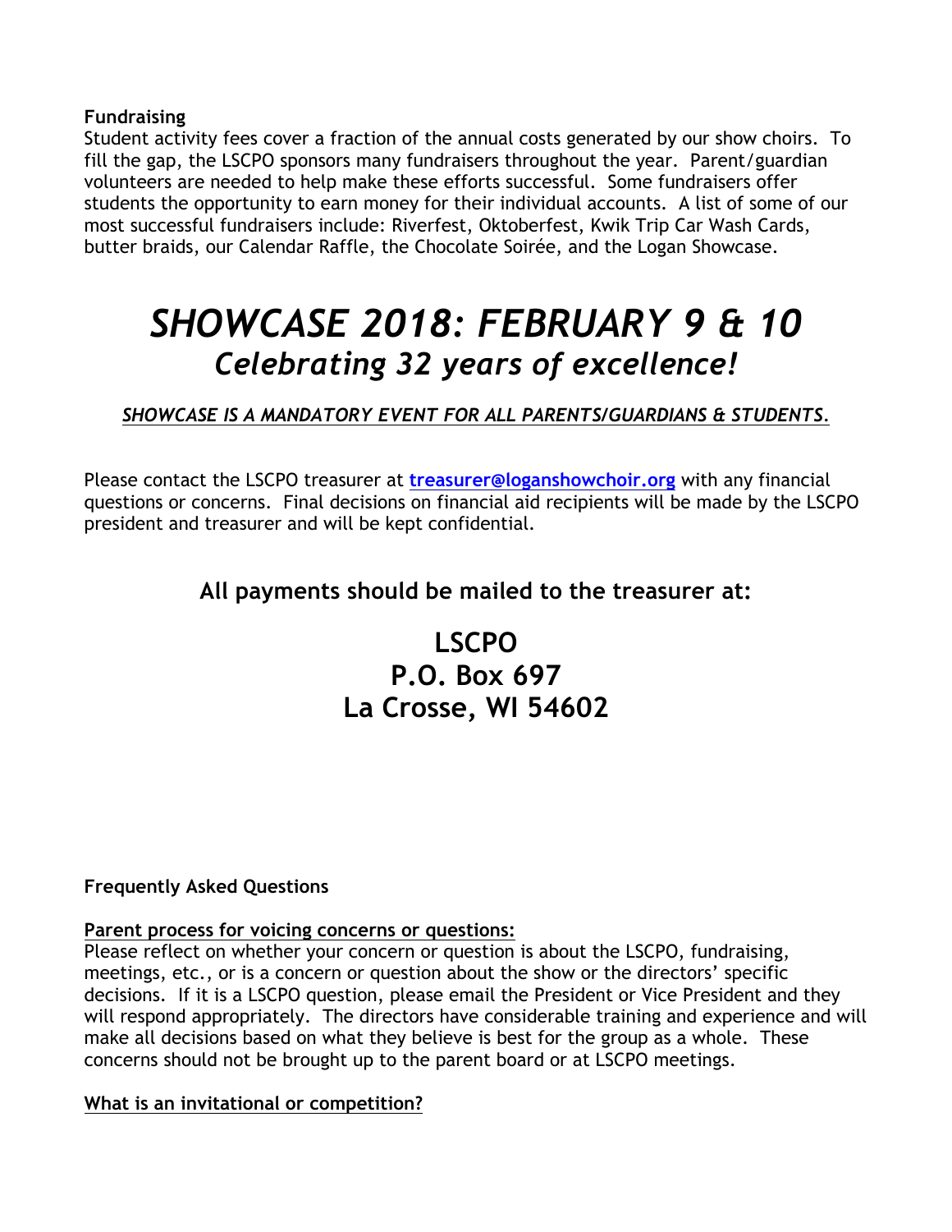**Fundraising**

Student activity fees cover a fraction of the annual costs generated by our show choirs. To fill the gap, the LSCPO sponsors many fundraisers throughout the year. Parent/guardian volunteers are needed to help make these efforts successful. Some fundraisers offer students the opportunity to earn money for their individual accounts. A list of some of our most successful fundraisers include: Riverfest, Oktoberfest, Kwik Trip Car Wash Cards, butter braids, our Calendar Raffle, the Chocolate Soirée, and the Logan Showcase.

# *SHOWCASE 2018: FEBRUARY 9 & 10*

## *Celebrating 32 years of excellence!*

***SHOWCASE IS A MANDATORY EVENT FOR ALL PARENTS/GUARDIANS & STUDENTS.***

Please contact the LSCPO treasurer at **treasurer@loganshowchoir.org** with any financial questions or concerns. Final decisions on financial aid recipients will be made by the LSCPO president and treasurer and will be kept confidential.

### All payments should be mailed to the treasurer at:

**LSCPO**
**P.O. Box 697**
**La Crosse, WI 54602**

**Frequently Asked Questions**

**Parent process for voicing concerns or questions:**

Please reflect on whether your concern or question is about the LSCPO, fundraising, meetings, etc., or is a concern or question about the show or the directors' specific decisions. If it is a LSCPO question, please email the President or Vice President and they will respond appropriately. The directors have considerable training and experience and will make all decisions based on what they believe is best for the group as a whole. These concerns should not be brought up to the parent board or at LSCPO meetings.

**What is an invitational or competition?**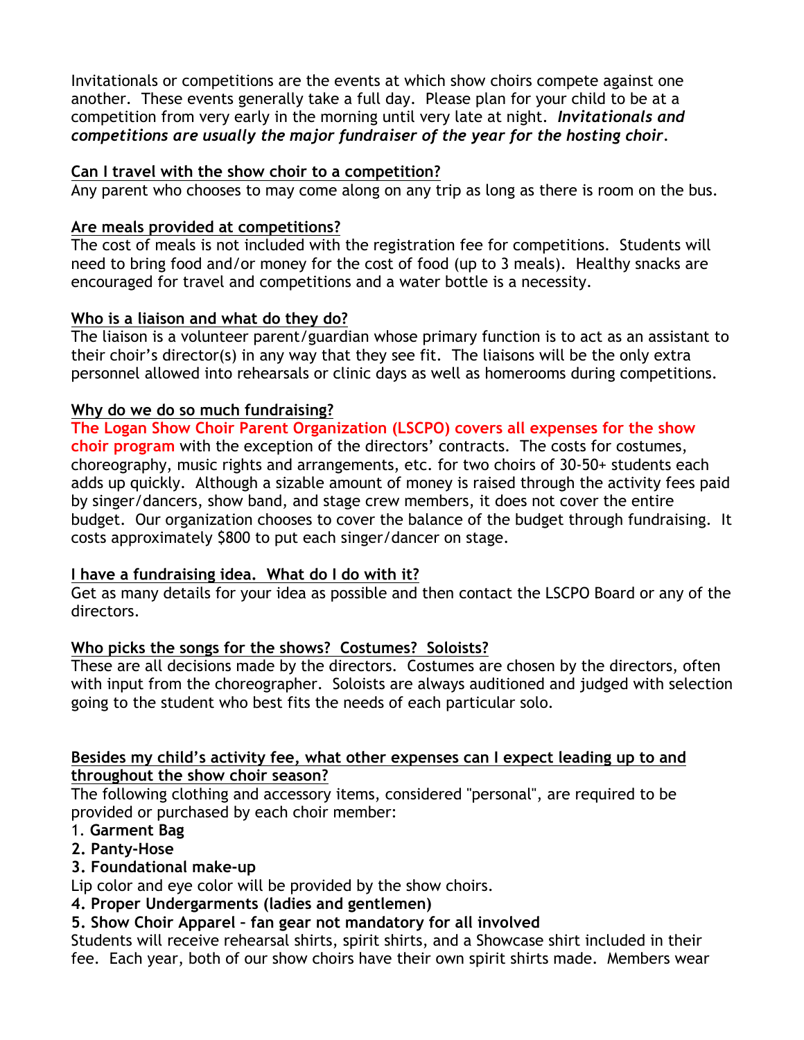Invitationals or competitions are the events at which show choirs compete against one another. These events generally take a full day. Please plan for your child to be at a competition from very early in the morning until very late at night. ***Invitationals and competitions are usually the major fundraiser of the year for the hosting choir.***

**Can I travel with the show choir to a competition?**
Any parent who chooses to may come along on any trip as long as there is room on the bus.

**Are meals provided at competitions?**
The cost of meals is not included with the registration fee for competitions. Students will need to bring food and/or money for the cost of food (up to 3 meals). Healthy snacks are encouraged for travel and competitions and a water bottle is a necessity.

**Who is a liaison and what do they do?**
The liaison is a volunteer parent/guardian whose primary function is to act as an assistant to their choir's director(s) in any way that they see fit. The liaisons will be the only extra personnel allowed into rehearsals or clinic days as well as homerooms during competitions.

**Why do we do so much fundraising?**
**The Logan Show Choir Parent Organization (LSCPO) covers all expenses for the show choir program** with the exception of the directors' contracts. The costs for costumes, choreography, music rights and arrangements, etc. for two choirs of 30-50+ students each adds up quickly. Although a sizable amount of money is raised through the activity fees paid by singer/dancers, show band, and stage crew members, it does not cover the entire budget. Our organization chooses to cover the balance of the budget through fundraising. It costs approximately $800 to put each singer/dancer on stage.

**I have a fundraising idea. What do I do with it?**
Get as many details for your idea as possible and then contact the LSCPO Board or any of the directors.

**Who picks the songs for the shows? Costumes? Soloists?**
These are all decisions made by the directors. Costumes are chosen by the directors, often with input from the choreographer. Soloists are always auditioned and judged with selection going to the student who best fits the needs of each particular solo.

**Besides my child's activity fee, what other expenses can I expect leading up to and throughout the show choir season?**
The following clothing and accessory items, considered "personal", are required to be provided or purchased by each choir member:

1. **Garment Bag**
2. **Panty-Hose**
3. **Foundational make-up**

Lip color and eye color will be provided by the show choirs.

4. **Proper Undergarments (ladies and gentlemen)**
5. **Show Choir Apparel – fan gear not mandatory for all involved**

Students will receive rehearsal shirts, spirit shirts, and a Showcase shirt included in their fee. Each year, both of our show choirs have their own spirit shirts made. Members wear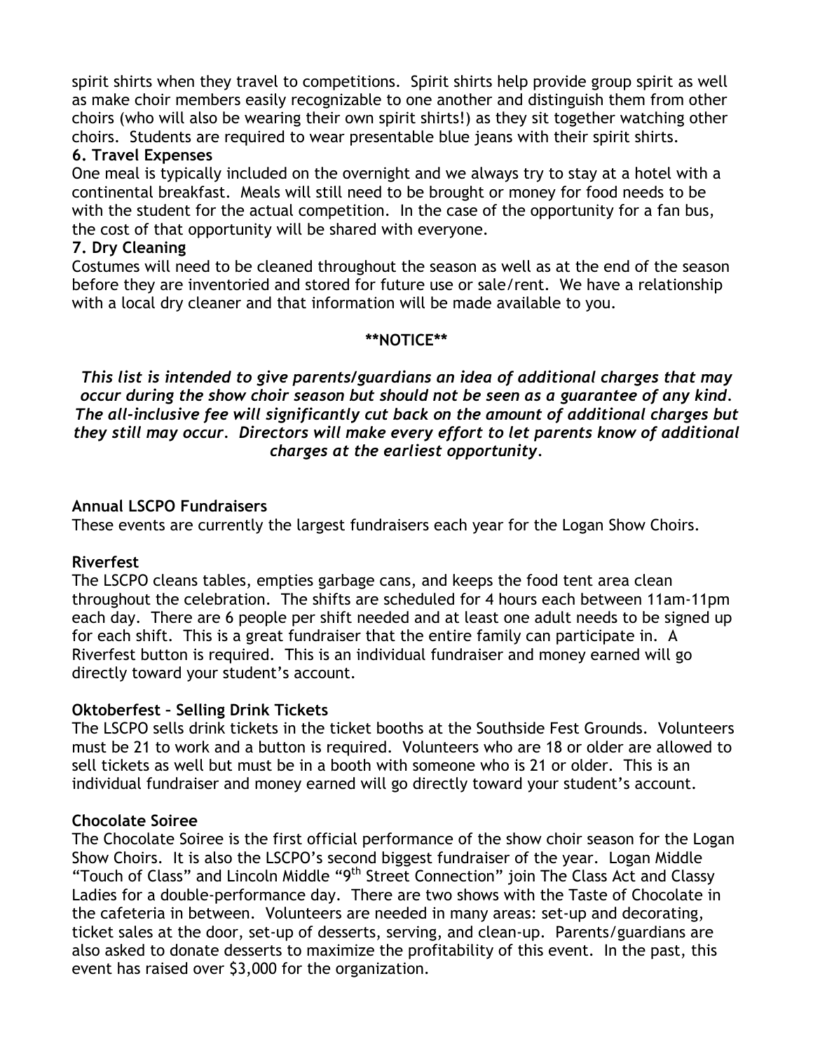spirit shirts when they travel to competitions. Spirit shirts help provide group spirit as well as make choir members easily recognizable to one another and distinguish them from other choirs (who will also be wearing their own spirit shirts!) as they sit together watching other choirs. Students are required to wear presentable blue jeans with their spirit shirts.

**6. Travel Expenses**

One meal is typically included on the overnight and we always try to stay at a hotel with a continental breakfast. Meals will still need to be brought or money for food needs to be with the student for the actual competition. In the case of the opportunity for a fan bus, the cost of that opportunity will be shared with everyone.

**7. Dry Cleaning**

Costumes will need to be cleaned throughout the season as well as at the end of the season before they are inventoried and stored for future use or sale/rent. We have a relationship with a local dry cleaner and that information will be made available to you.

**\*\*NOTICE\*\***

***This list is intended to give parents/guardians an idea of additional charges that may occur during the show choir season but should not be seen as a guarantee of any kind. The all-inclusive fee will significantly cut back on the amount of additional charges but they still may occur. Directors will make every effort to let parents know of additional charges at the earliest opportunity.***

**Annual LSCPO Fundraisers**

These events are currently the largest fundraisers each year for the Logan Show Choirs.

**Riverfest**

The LSCPO cleans tables, empties garbage cans, and keeps the food tent area clean throughout the celebration. The shifts are scheduled for 4 hours each between 11am-11pm each day. There are 6 people per shift needed and at least one adult needs to be signed up for each shift. This is a great fundraiser that the entire family can participate in. A Riverfest button is required. This is an individual fundraiser and money earned will go directly toward your student's account.

**Oktoberfest – Selling Drink Tickets**

The LSCPO sells drink tickets in the ticket booths at the Southside Fest Grounds. Volunteers must be 21 to work and a button is required. Volunteers who are 18 or older are allowed to sell tickets as well but must be in a booth with someone who is 21 or older. This is an individual fundraiser and money earned will go directly toward your student's account.

**Chocolate Soiree**

The Chocolate Soiree is the first official performance of the show choir season for the Logan Show Choirs. It is also the LSCPO's second biggest fundraiser of the year. Logan Middle "Touch of Class" and Lincoln Middle "9th Street Connection" join The Class Act and Classy Ladies for a double-performance day. There are two shows with the Taste of Chocolate in the cafeteria in between. Volunteers are needed in many areas: set-up and decorating, ticket sales at the door, set-up of desserts, serving, and clean-up. Parents/guardians are also asked to donate desserts to maximize the profitability of this event. In the past, this event has raised over $3,000 for the organization.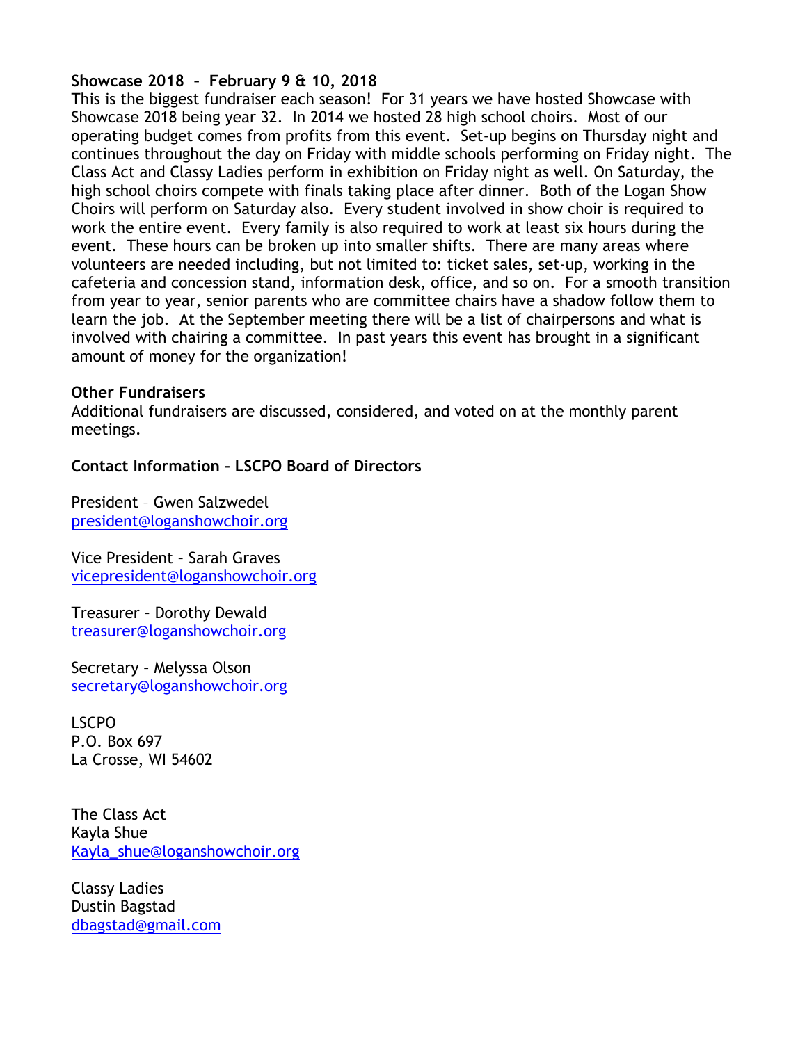**Showcase 2018 – February 9 & 10, 2018**
This is the biggest fundraiser each season! For 31 years we have hosted Showcase with Showcase 2018 being year 32. In 2014 we hosted 28 high school choirs. Most of our operating budget comes from profits from this event. Set-up begins on Thursday night and continues throughout the day on Friday with middle schools performing on Friday night. The Class Act and Classy Ladies perform in exhibition on Friday night as well. On Saturday, the high school choirs compete with finals taking place after dinner. Both of the Logan Show Choirs will perform on Saturday also. Every student involved in show choir is required to work the entire event. Every family is also required to work at least six hours during the event. These hours can be broken up into smaller shifts. There are many areas where volunteers are needed including, but not limited to: ticket sales, set-up, working in the cafeteria and concession stand, information desk, office, and so on. For a smooth transition from year to year, senior parents who are committee chairs have a shadow follow them to learn the job. At the September meeting there will be a list of chairpersons and what is involved with chairing a committee. In past years this event has brought in a significant amount of money for the organization!

**Other Fundraisers**
Additional fundraisers are discussed, considered, and voted on at the monthly parent meetings.

**Contact Information – LSCPO Board of Directors**

President – Gwen Salzwedel
president@loganshowchoir.org

Vice President – Sarah Graves
vicepresident@loganshowchoir.org

Treasurer – Dorothy Dewald
treasurer@loganshowchoir.org

Secretary – Melyssa Olson
secretary@loganshowchoir.org

LSCPO
P.O. Box 697
La Crosse, WI 54602

The Class Act
Kayla Shue
Kayla_shue@loganshowchoir.org

Classy Ladies
Dustin Bagstad
dbagstad@gmail.com